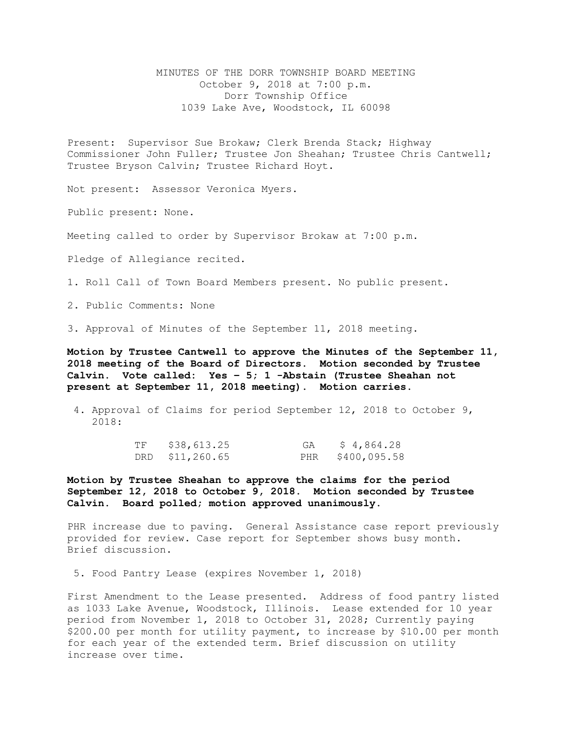# MINUTES OF THE DORR TOWNSHIP BOARD MEETING

October 9, 2018 at 7:00 p.m.
Dorr Township Office
1039 Lake Ave, Woodstock, IL 60098

Present: Supervisor Sue Brokaw; Clerk Brenda Stack; Highway Commissioner John Fuller; Trustee Jon Sheahan; Trustee Chris Cantwell; Trustee Bryson Calvin; Trustee Richard Hoyt.

Not present: Assessor Veronica Myers.

Public present: None.

Meeting called to order by Supervisor Brokaw at 7:00 p.m.

Pledge of Allegiance recited.

1. Roll Call of Town Board Members present. No public present.

2. Public Comments: None

3. Approval of Minutes of the September 11, 2018 meeting.

**Motion by Trustee Cantwell to approve the Minutes of the September 11, 2018 meeting of the Board of Directors. Motion seconded by Trustee Calvin. Vote called: Yes – 5; 1 -Abstain (Trustee Sheahan not present at September 11, 2018 meeting). Motion carries.**

4. Approval of Claims for period September 12, 2018 to October 9, 2018:

| | | | |
|---|---|---|---|
| TF | $38,613.25 | GA | $ 4,864.28 |
| DRD | $11,260.65 | PHR | $400,095.58 |

**Motion by Trustee Sheahan to approve the claims for the period September 12, 2018 to October 9, 2018. Motion seconded by Trustee Calvin. Board polled; motion approved unanimously.**

PHR increase due to paving. General Assistance case report previously provided for review. Case report for September shows busy month. Brief discussion.

5. Food Pantry Lease (expires November 1, 2018)

First Amendment to the Lease presented. Address of food pantry listed as 1033 Lake Avenue, Woodstock, Illinois. Lease extended for 10 year period from November 1, 2018 to October 31, 2028; Currently paying $200.00 per month for utility payment, to increase by $10.00 per month for each year of the extended term. Brief discussion on utility increase over time.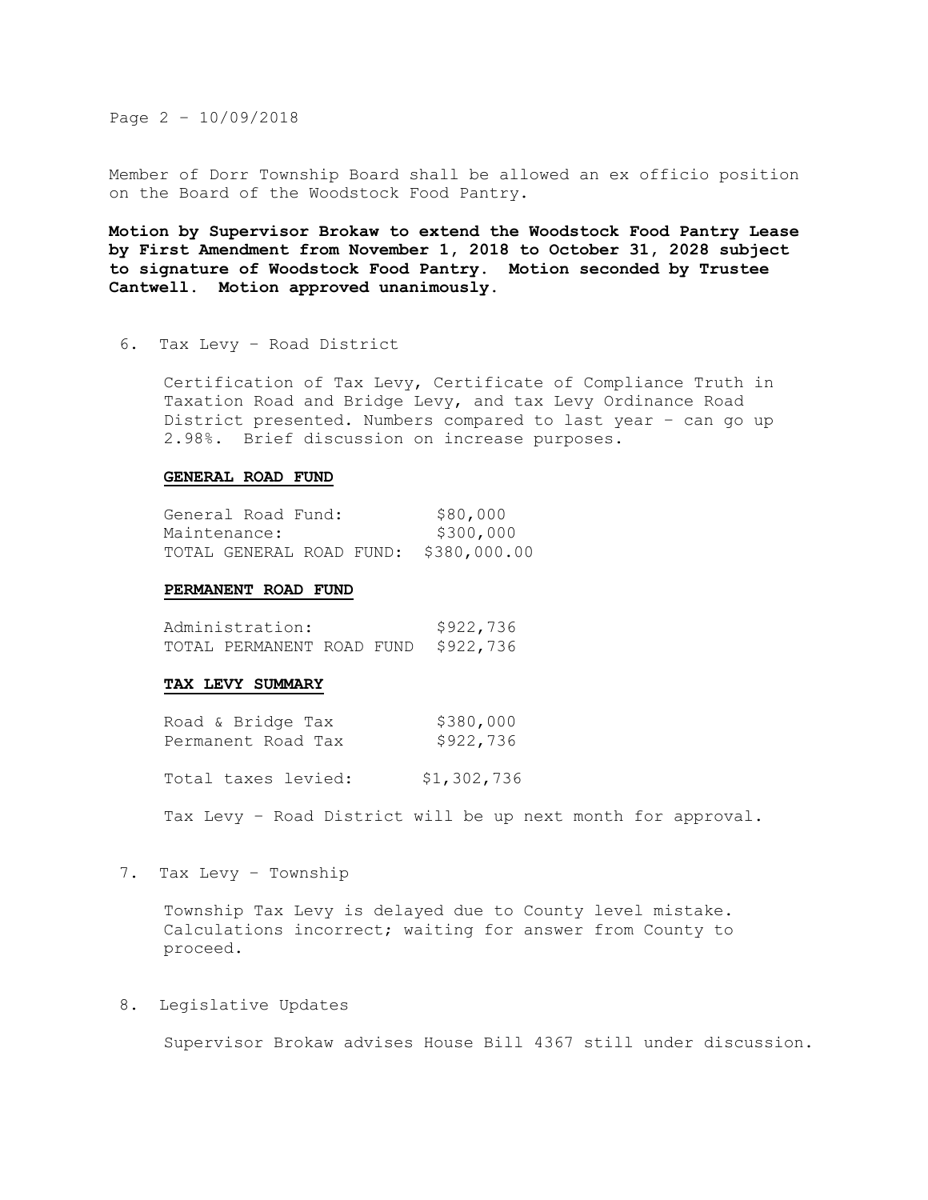Member of Dorr Township Board shall be allowed an ex officio position on the Board of the Woodstock Food Pantry.

**Motion by Supervisor Brokaw to extend the Woodstock Food Pantry Lease by First Amendment from November 1, 2018 to October 31, 2028 subject to signature of Woodstock Food Pantry. Motion seconded by Trustee Cantwell. Motion approved unanimously.**

6. Tax Levy – Road District

   Certification of Tax Levy, Certificate of Compliance Truth in Taxation Road and Bridge Levy, and tax Levy Ordinance Road District presented. Numbers compared to last year – can go up 2.98%. Brief discussion on increase purposes.

   **GENERAL ROAD FUND**

   | | |
   |---|---|
   | General Road Fund: | $80,000 |
   | Maintenance: | $300,000 |
   | TOTAL GENERAL ROAD FUND: | $380,000.00 |

   **PERMANENT ROAD FUND**

   | | |
   |---|---|
   | Administration: | $922,736 |
   | TOTAL PERMANENT ROAD FUND | $922,736 |

   **TAX LEVY SUMMARY**

   | | |
   |---|---|
   | Road & Bridge Tax | $380,000 |
   | Permanent Road Tax | $922,736 |
   | Total taxes levied: | $1,302,736 |

   Tax Levy – Road District will be up next month for approval.

7. Tax Levy – Township

   Township Tax Levy is delayed due to County level mistake. Calculations incorrect; waiting for answer from County to proceed.

8. Legislative Updates

   Supervisor Brokaw advises House Bill 4367 still under discussion.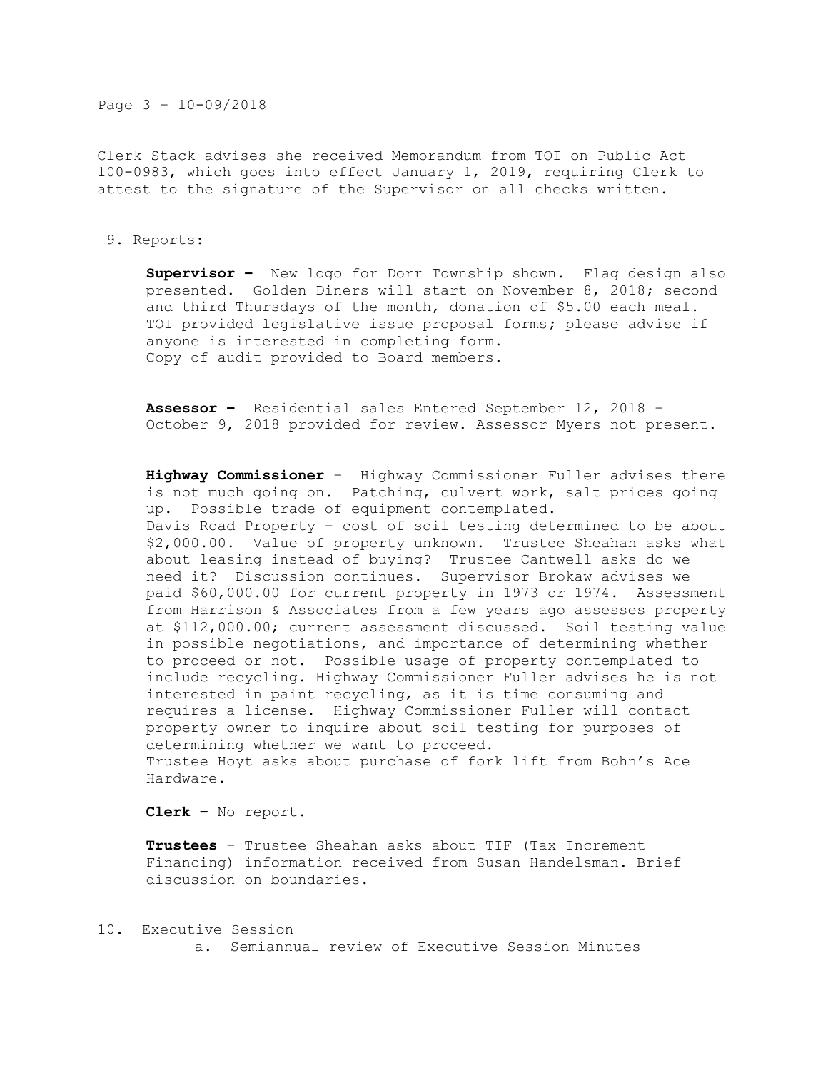Clerk Stack advises she received Memorandum from TOI on Public Act 100-0983, which goes into effect January 1, 2019, requiring Clerk to attest to the signature of the Supervisor on all checks written.

9. Reports:

**Supervisor –** New logo for Dorr Township shown. Flag design also presented. Golden Diners will start on November 8, 2018; second and third Thursdays of the month, donation of $5.00 each meal. TOI provided legislative issue proposal forms; please advise if anyone is interested in completing form.
Copy of audit provided to Board members.

**Assessor –** Residential sales Entered September 12, 2018 – October 9, 2018 provided for review. Assessor Myers not present.

**Highway Commissioner** – Highway Commissioner Fuller advises there is not much going on. Patching, culvert work, salt prices going up. Possible trade of equipment contemplated.
Davis Road Property – cost of soil testing determined to be about $2,000.00. Value of property unknown. Trustee Sheahan asks what about leasing instead of buying? Trustee Cantwell asks do we need it? Discussion continues. Supervisor Brokaw advises we paid $60,000.00 for current property in 1973 or 1974. Assessment from Harrison & Associates from a few years ago assesses property at $112,000.00; current assessment discussed. Soil testing value in possible negotiations, and importance of determining whether to proceed or not. Possible usage of property contemplated to include recycling. Highway Commissioner Fuller advises he is not interested in paint recycling, as it is time consuming and requires a license. Highway Commissioner Fuller will contact property owner to inquire about soil testing for purposes of determining whether we want to proceed.
Trustee Hoyt asks about purchase of fork lift from Bohn's Ace Hardware.

**Clerk –** No report.

**Trustees** – Trustee Sheahan asks about TIF (Tax Increment Financing) information received from Susan Handelsman. Brief discussion on boundaries.

10. Executive Session
    a. Semiannual review of Executive Session Minutes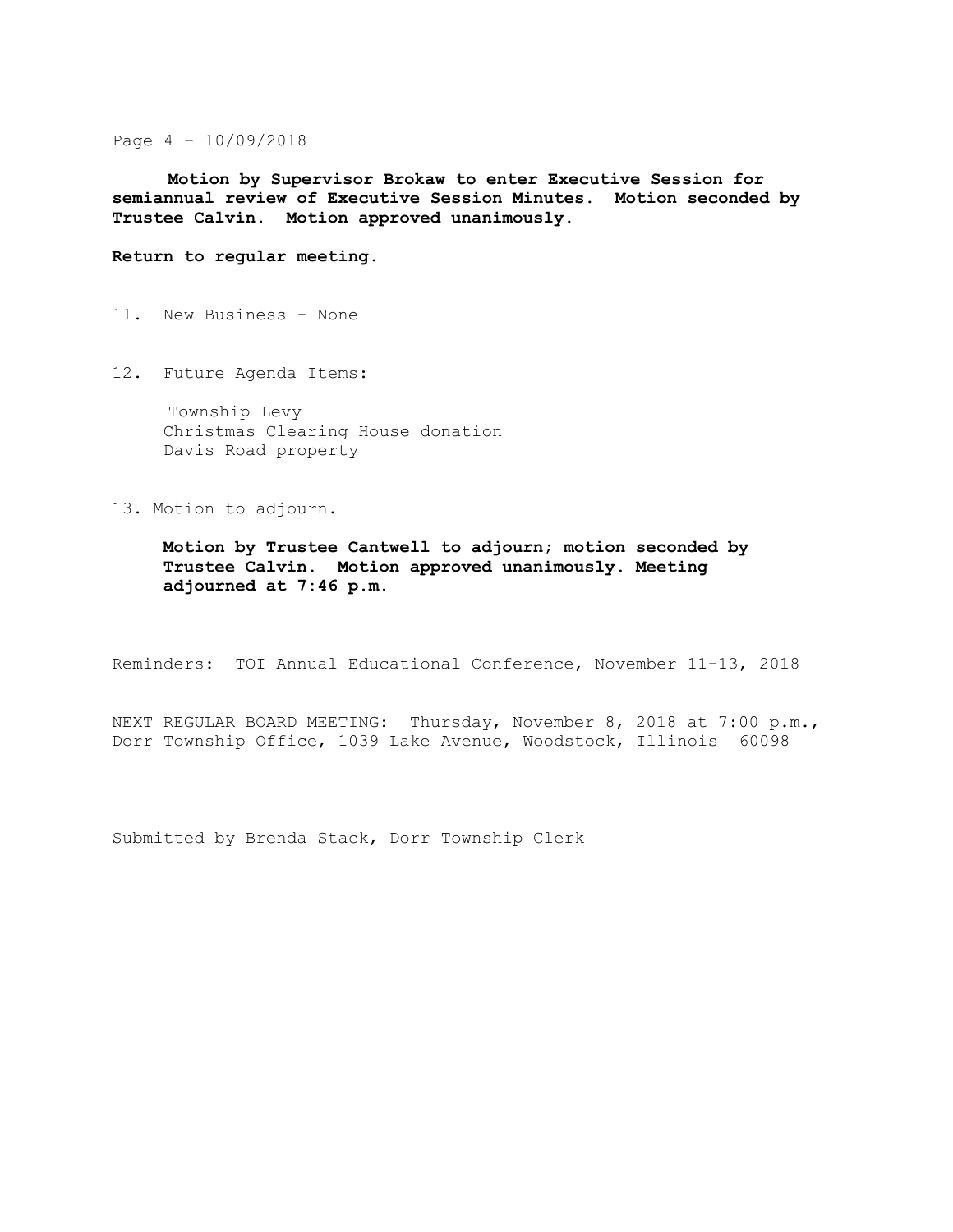**Motion by Supervisor Brokaw to enter Executive Session for semiannual review of Executive Session Minutes. Motion seconded by Trustee Calvin. Motion approved unanimously.**

**Return to regular meeting.**

11. New Business - None

12. Future Agenda Items:

    Township Levy
    Christmas Clearing House donation
    Davis Road property

13. Motion to adjourn.

    **Motion by Trustee Cantwell to adjourn; motion seconded by Trustee Calvin. Motion approved unanimously. Meeting adjourned at 7:46 p.m.**

Reminders: TOI Annual Educational Conference, November 11-13, 2018

NEXT REGULAR BOARD MEETING: Thursday, November 8, 2018 at 7:00 p.m., Dorr Township Office, 1039 Lake Avenue, Woodstock, Illinois 60098

Submitted by Brenda Stack, Dorr Township Clerk